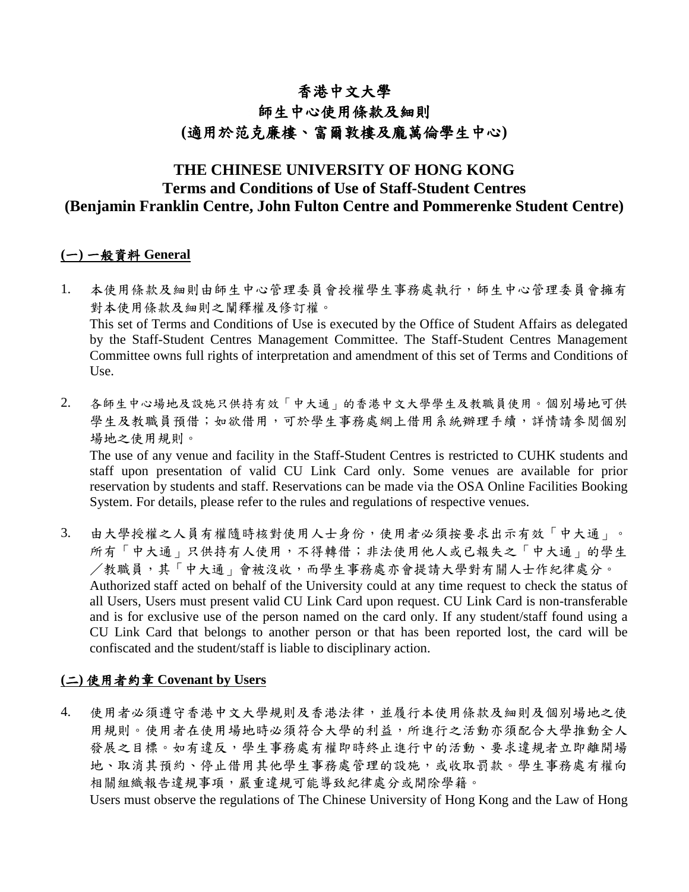# 香港中文大學

# 師生中心使用條款及細則

# (適用於范克廉樓、富爾敦樓及龐萬倫學生中心)

# THE CHINESE UNIVERSITY OF HONG KONG

# Terms and Conditions of Use of Staff-Student Centres

# (Benjamin Franklin Centre, John Fulton Centre and Pommerenke Student Centre)

## (一) 一般資料 General

1. 本使用條款及細則由師生中心管理委員會授權學生事務處執行，師生中心管理委員會擁有對本使用條款及細則之闡釋權及修訂權。
   This set of Terms and Conditions of Use is executed by the Office of Student Affairs as delegated by the Staff-Student Centres Management Committee. The Staff-Student Centres Management Committee owns full rights of interpretation and amendment of this set of Terms and Conditions of Use.

2. 各師生中心場地及設施只供持有效「中大通」的香港中文大學學生及教職員使用。個別場地可供學生及教職員預借；如欲借用，可於學生事務處網上借用系統辦理手續，詳情請參閱個別場地之使用規則。
   The use of any venue and facility in the Staff-Student Centres is restricted to CUHK students and staff upon presentation of valid CU Link Card only. Some venues are available for prior reservation by students and staff. Reservations can be made via the OSA Online Facilities Booking System. For details, please refer to the rules and regulations of respective venues.

3. 由大學授權之人員有權隨時核對使用人士身份，使用者必須按要求出示有效「中大通」。所有「中大通」只供持有人使用，不得轉借；非法使用他人或已報失之「中大通」的學生／教職員，其「中大通」會被沒收，而學生事務處亦會提請大學對有關人士作紀律處分。
   Authorized staff acted on behalf of the University could at any time request to check the status of all Users, Users must present valid CU Link Card upon request. CU Link Card is non-transferable and is for exclusive use of the person named on the card only. If any student/staff found using a CU Link Card that belongs to another person or that has been reported lost, the card will be confiscated and the student/staff is liable to disciplinary action.

## (二) 使用者約章 Covenant by Users

4. 使用者必須遵守香港中文大學規則及香港法律，並履行本使用條款及細則及個別場地之使用規則。使用者在使用場地時必須符合大學的利益，所進行之活動亦須配合大學推動全人發展之目標。如有違反，學生事務處有權即時終止進行中的活動、要求違規者立即離開場地、取消其預約、停止借用其他學生事務處管理的設施，或收取罰款。學生事務處有權向相關組織報告違規事項，嚴重違規可能導致紀律處分或開除學籍。
   Users must observe the regulations of The Chinese University of Hong Kong and the Law of Hong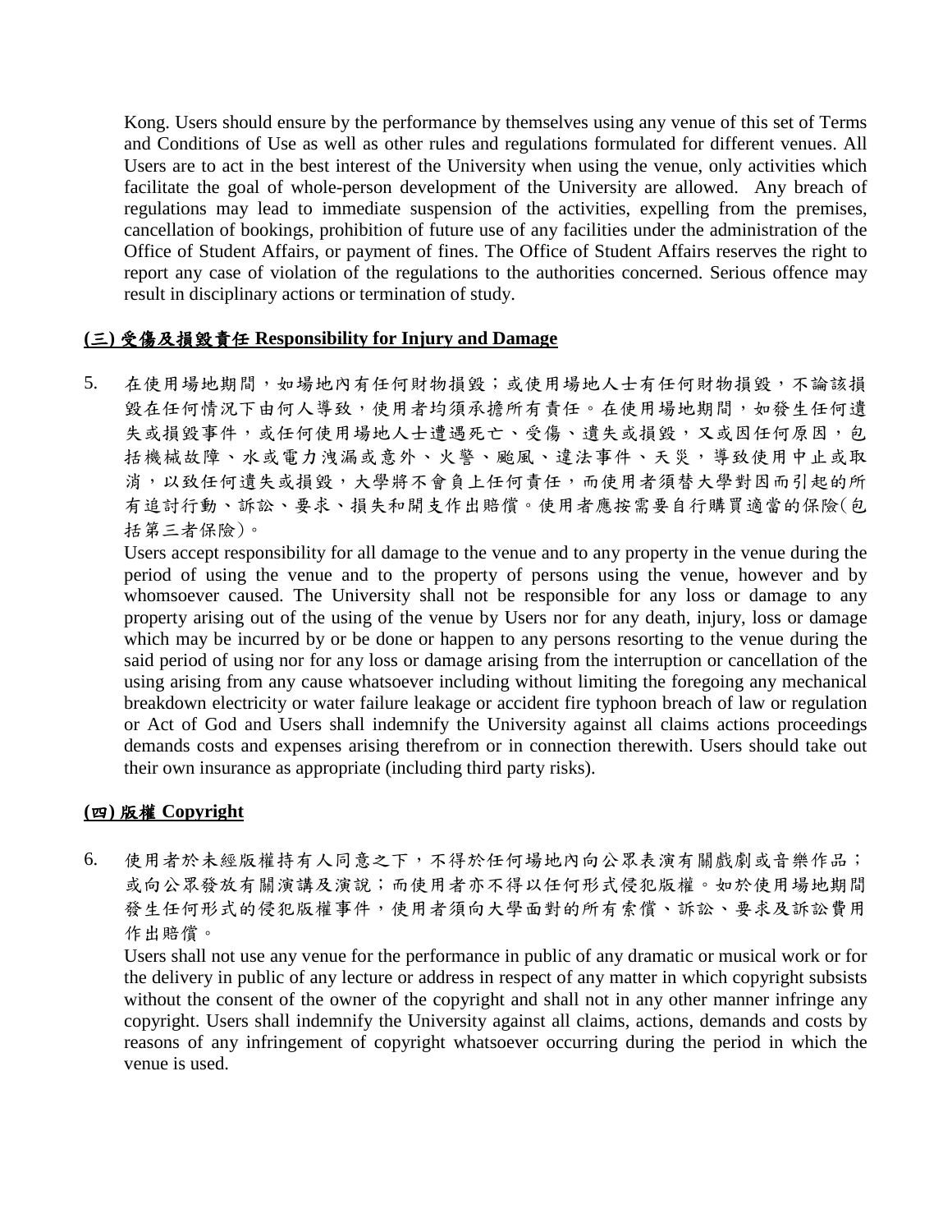Kong. Users should ensure by the performance by themselves using any venue of this set of Terms and Conditions of Use as well as other rules and regulations formulated for different venues. All Users are to act in the best interest of the University when using the venue, only activities which facilitate the goal of whole-person development of the University are allowed. Any breach of regulations may lead to immediate suspension of the activities, expelling from the premises, cancellation of bookings, prohibition of future use of any facilities under the administration of the Office of Student Affairs, or payment of fines. The Office of Student Affairs reserves the right to report any case of violation of the regulations to the authorities concerned. Serious offence may result in disciplinary actions or termination of study.

## **(三) 受傷及損毀責任 Responsibility for Injury and Damage**

5. 在使用場地期間，如場地內有任何財物損毀；或使用場地人士有任何財物損毀，不論該損毀在任何情況下由何人導致，使用者均須承擔所有責任。在使用場地期間，如發生任何遺失或損毀事件，或任何使用場地人士遭遇死亡、受傷、遺失或損毀，又或因任何原因，包括機械故障、水或電力洩漏或意外、火警、颱風、違法事件、天災，導致使用中止或取消，以致任何遺失或損毀，大學將不會負上任何責任，而使用者須替大學對因而引起的所有追討行動、訴訟、要求、損失和開支作出賠償。使用者應按需要自行購買適當的保險(包括第三者保險)。

   Users accept responsibility for all damage to the venue and to any property in the venue during the period of using the venue and to the property of persons using the venue, however and by whomsoever caused. The University shall not be responsible for any loss or damage to any property arising out of the using of the venue by Users nor for any death, injury, loss or damage which may be incurred by or be done or happen to any persons resorting to the venue during the said period of using nor for any loss or damage arising from the interruption or cancellation of the using arising from any cause whatsoever including without limiting the foregoing any mechanical breakdown electricity or water failure leakage or accident fire typhoon breach of law or regulation or Act of God and Users shall indemnify the University against all claims actions proceedings demands costs and expenses arising therefrom or in connection therewith. Users should take out their own insurance as appropriate (including third party risks).

## **(四) 版權 Copyright**

6. 使用者於未經版權持有人同意之下，不得於任何場地內向公眾表演有關戲劇或音樂作品；或向公眾發放有關演講及演說；而使用者亦不得以任何形式侵犯版權。如於使用場地期間發生任何形式的侵犯版權事件，使用者須向大學面對的所有索償、訴訟、要求及訴訟費用作出賠償。

   Users shall not use any venue for the performance in public of any dramatic or musical work or for the delivery in public of any lecture or address in respect of any matter in which copyright subsists without the consent of the owner of the copyright and shall not in any other manner infringe any copyright. Users shall indemnify the University against all claims, actions, demands and costs by reasons of any infringement of copyright whatsoever occurring during the period in which the venue is used.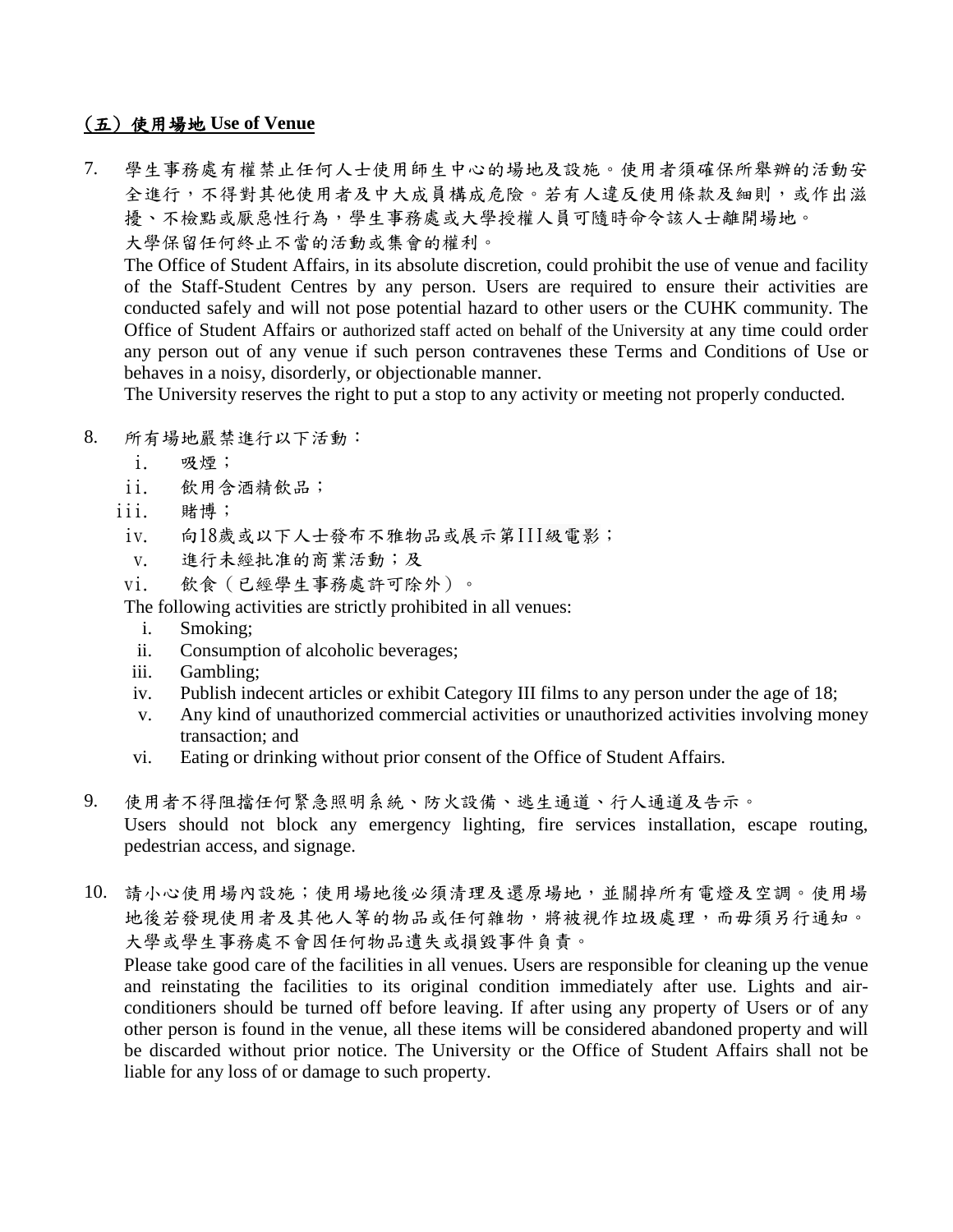## （五）使用場地 Use of Venue

7. 學生事務處有權禁止任何人士使用師生中心的場地及設施。使用者須確保所舉辦的活動安全進行，不得對其他使用者及中大成員構成危險。若有人違反使用條款及細則，或作出滋擾、不檢點或厭惡性行為，學生事務處或大學授權人員可隨時命令該人士離開場地。大學保留任何終止不當的活動或集會的權利。

   The Office of Student Affairs, in its absolute discretion, could prohibit the use of venue and facility of the Staff-Student Centres by any person. Users are required to ensure their activities are conducted safely and will not pose potential hazard to other users or the CUHK community. The Office of Student Affairs or authorized staff acted on behalf of the University at any time could order any person out of any venue if such person contravenes these Terms and Conditions of Use or behaves in a noisy, disorderly, or objectionable manner.

   The University reserves the right to put a stop to any activity or meeting not properly conducted.

8. 所有場地嚴禁進行以下活動：
   1. 吸煙；
   2. 飲用含酒精飲品；
   3. 賭博；
   4. 向18歲或以下人士發布不雅物品或展示第III級電影；
   5. 進行未經批准的商業活動；及
   6. 飲食（已經學生事務處許可除外）。

   The following activities are strictly prohibited in all venues:
   1. Smoking;
   2. Consumption of alcoholic beverages;
   3. Gambling;
   4. Publish indecent articles or exhibit Category III films to any person under the age of 18;
   5. Any kind of unauthorized commercial activities or unauthorized activities involving money transaction; and
   6. Eating or drinking without prior consent of the Office of Student Affairs.

9. 使用者不得阻擋任何緊急照明系統、防火設備、逃生通道、行人通道及告示。

   Users should not block any emergency lighting, fire services installation, escape routing, pedestrian access, and signage.

10. 請小心使用場內設施；使用場地後必須清理及還原場地，並關掉所有電燈及空調。使用場地後若發現使用者及其他人等的物品或任何雜物，將被視作垃圾處理，而毋須另行通知。大學或學生事務處不會因任何物品遺失或損毀事件負責。

    Please take good care of the facilities in all venues. Users are responsible for cleaning up the venue and reinstating the facilities to its original condition immediately after use. Lights and air-conditioners should be turned off before leaving. If after using any property of Users or of any other person is found in the venue, all these items will be considered abandoned property and will be discarded without prior notice. The University or the Office of Student Affairs shall not be liable for any loss of or damage to such property.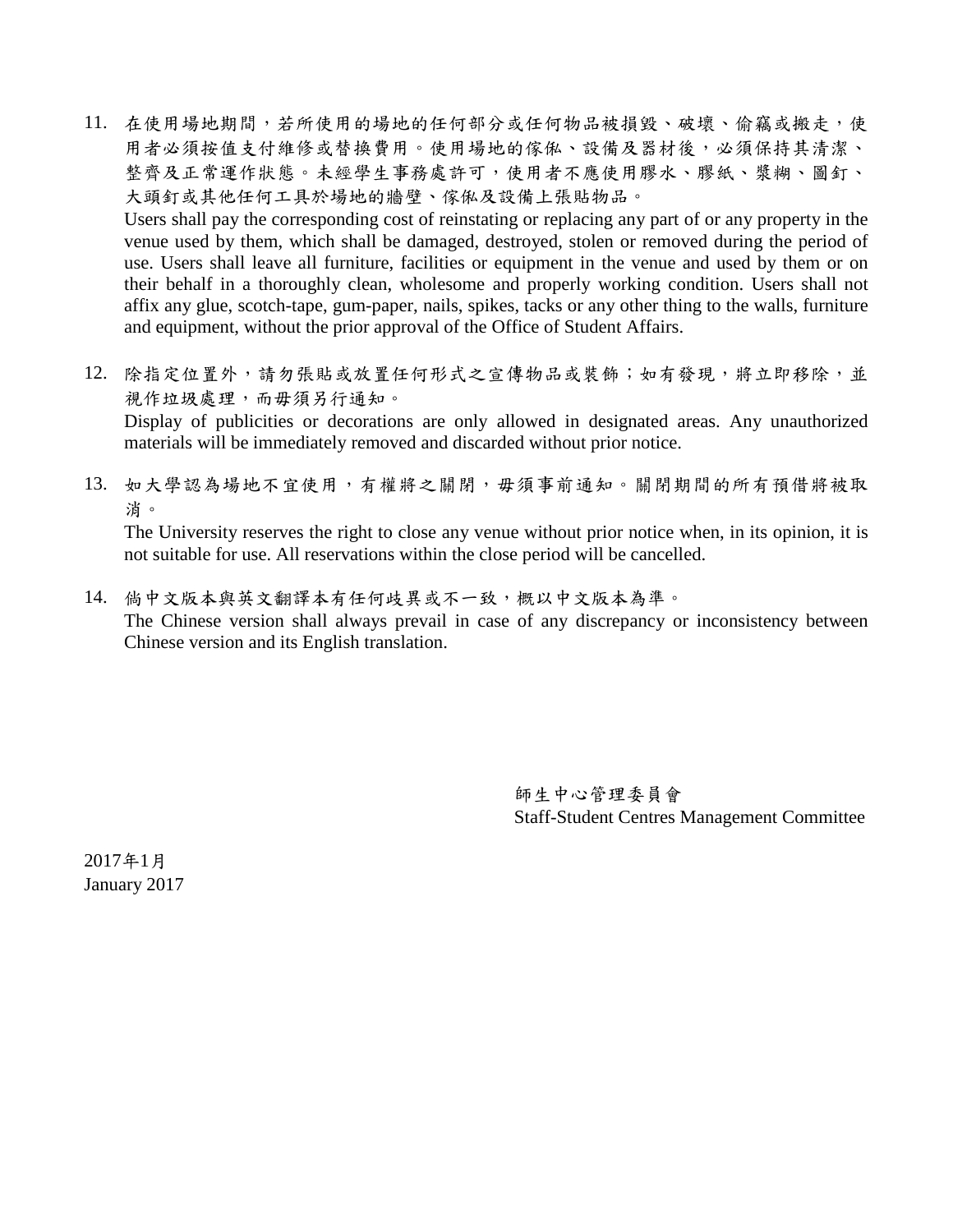11. 在使用場地期間，若所使用的場地的任何部分或任何物品被損毀、破壞、偷竊或搬走，使用者必須按值支付維修或替換費用。使用場地的傢俬、設備及器材後，必須保持其清潔、整齊及正常運作狀態。未經學生事務處許可，使用者不應使用膠水、膠紙、漿糊、圖釘、大頭釘或其他任何工具於場地的牆壁、傢俬及設備上張貼物品。
    Users shall pay the corresponding cost of reinstating or replacing any part of or any property in the venue used by them, which shall be damaged, destroyed, stolen or removed during the period of use. Users shall leave all furniture, facilities or equipment in the venue and used by them or on their behalf in a thoroughly clean, wholesome and properly working condition. Users shall not affix any glue, scotch-tape, gum-paper, nails, spikes, tacks or any other thing to the walls, furniture and equipment, without the prior approval of the Office of Student Affairs.

12. 除指定位置外，請勿張貼或放置任何形式之宣傳物品或裝飾；如有發現，將立即移除，並視作垃圾處理，而毋須另行通知。
    Display of publicities or decorations are only allowed in designated areas. Any unauthorized materials will be immediately removed and discarded without prior notice.

13. 如大學認為場地不宜使用，有權將之關閉，毋須事前通知。關閉期間的所有預借將被取消。
    The University reserves the right to close any venue without prior notice when, in its opinion, it is not suitable for use. All reservations within the close period will be cancelled.

14. 倘中文版本與英文翻譯本有任何歧異或不一致，概以中文版本為準。
    The Chinese version shall always prevail in case of any discrepancy or inconsistency between Chinese version and its English translation.

師生中心管理委員會
Staff-Student Centres Management Committee

2017年1月
January 2017